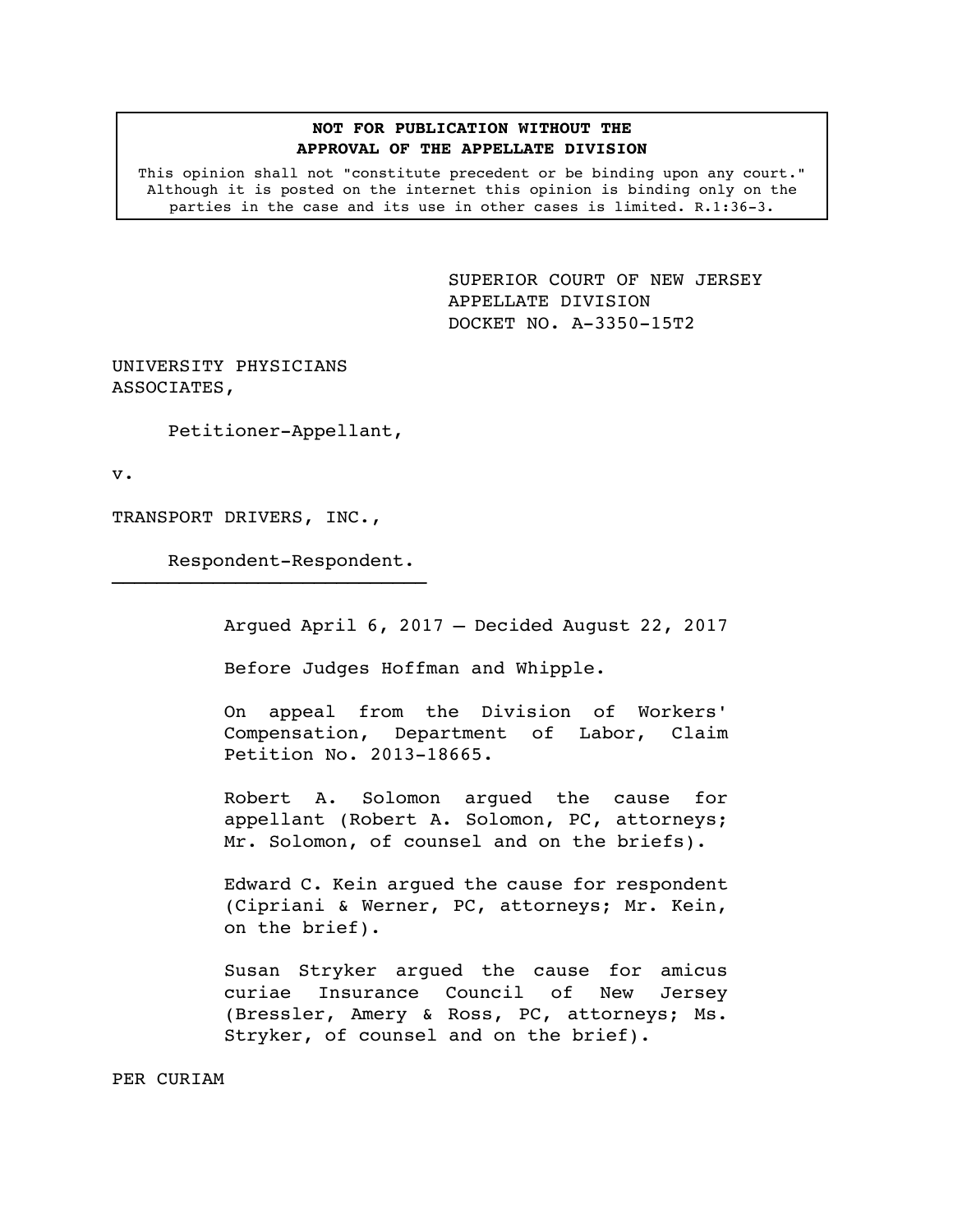**NOT FOR PUBLICATION WITHOUT THE APPROVAL OF THE APPELLATE DIVISION**

This opinion shall not "constitute precedent or be binding upon any court." Although it is posted on the internet this opinion is binding only on the parties in the case and its use in other cases is limited. R.1:36-3.

SUPERIOR COURT OF NEW JERSEY
APPELLATE DIVISION
DOCKET NO. A-3350-15T2

UNIVERSITY PHYSICIANS ASSOCIATES,

Petitioner-Appellant,

v.

TRANSPORT DRIVERS, INC.,

Respondent-Respondent.

---

Argued April 6, 2017 – Decided August 22, 2017

Before Judges Hoffman and Whipple.

On appeal from the Division of Workers' Compensation, Department of Labor, Claim Petition No. 2013-18665.

Robert A. Solomon argued the cause for appellant (Robert A. Solomon, PC, attorneys; Mr. Solomon, of counsel and on the briefs).

Edward C. Kein argued the cause for respondent (Cipriani & Werner, PC, attorneys; Mr. Kein, on the brief).

Susan Stryker argued the cause for amicus curiae Insurance Council of New Jersey (Bressler, Amery & Ross, PC, attorneys; Ms. Stryker, of counsel and on the brief).

PER CURIAM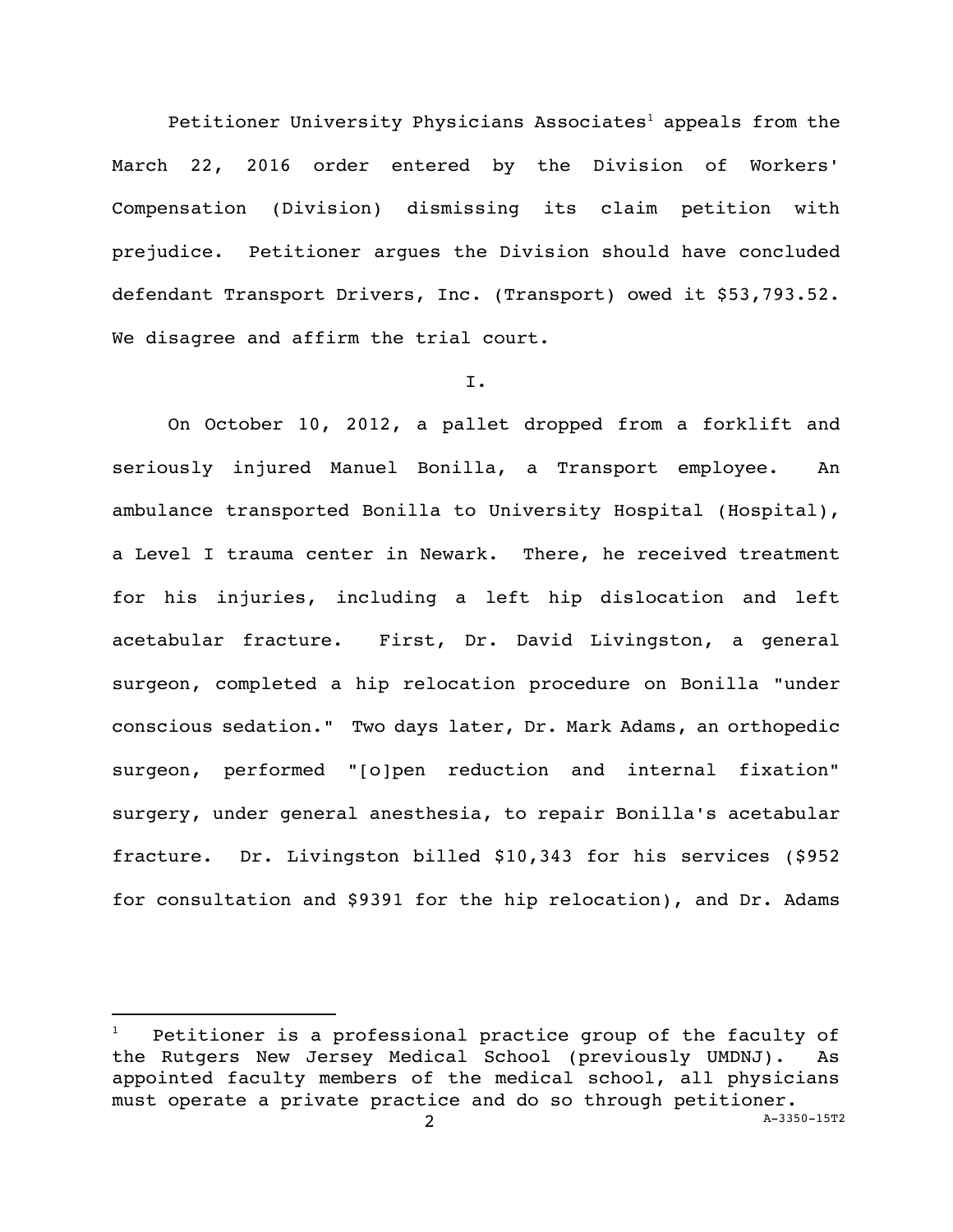Petitioner University Physicians Associates[1] appeals from the March 22, 2016 order entered by the Division of Workers' Compensation (Division) dismissing its claim petition with prejudice. Petitioner argues the Division should have concluded defendant Transport Drivers, Inc. (Transport) owed it $53,793.52. We disagree and affirm the trial court.

I.

On October 10, 2012, a pallet dropped from a forklift and seriously injured Manuel Bonilla, a Transport employee. An ambulance transported Bonilla to University Hospital (Hospital), a Level I trauma center in Newark. There, he received treatment for his injuries, including a left hip dislocation and left acetabular fracture. First, Dr. David Livingston, a general surgeon, completed a hip relocation procedure on Bonilla "under conscious sedation." Two days later, Dr. Mark Adams, an orthopedic surgeon, performed "[o]pen reduction and internal fixation" surgery, under general anesthesia, to repair Bonilla's acetabular fracture. Dr. Livingston billed $10,343 for his services ($952 for consultation and $9391 for the hip relocation), and Dr. Adams

[1] Petitioner is a professional practice group of the faculty of the Rutgers New Jersey Medical School (previously UMDNJ). As appointed faculty members of the medical school, all physicians must operate a private practice and do so through petitioner.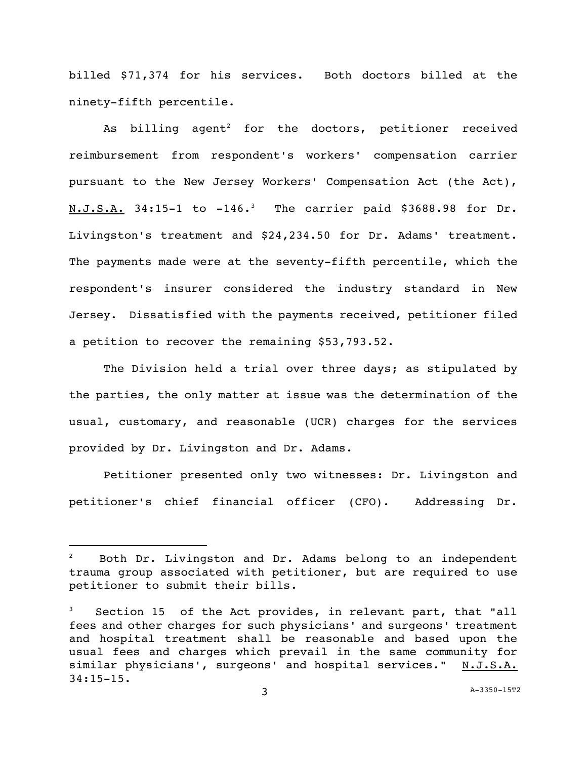billed $71,374 for his services. Both doctors billed at the ninety-fifth percentile.

As billing agent[2] for the doctors, petitioner received reimbursement from respondent's workers' compensation carrier pursuant to the New Jersey Workers' Compensation Act (the Act), N.J.S.A. 34:15-1 to -146.[3] The carrier paid $3688.98 for Dr. Livingston's treatment and $24,234.50 for Dr. Adams' treatment. The payments made were at the seventy-fifth percentile, which the respondent's insurer considered the industry standard in New Jersey. Dissatisfied with the payments received, petitioner filed a petition to recover the remaining $53,793.52.

The Division held a trial over three days; as stipulated by the parties, the only matter at issue was the determination of the usual, customary, and reasonable (UCR) charges for the services provided by Dr. Livingston and Dr. Adams.

Petitioner presented only two witnesses: Dr. Livingston and petitioner's chief financial officer (CFO). Addressing Dr.

---

[2] Both Dr. Livingston and Dr. Adams belong to an independent trauma group associated with petitioner, but are required to use petitioner to submit their bills.

[3] Section 15 of the Act provides, in relevant part, that "all fees and other charges for such physicians' and surgeons' treatment and hospital treatment shall be reasonable and based upon the usual fees and charges which prevail in the same community for similar physicians', surgeons' and hospital services." N.J.S.A. 34:15-15.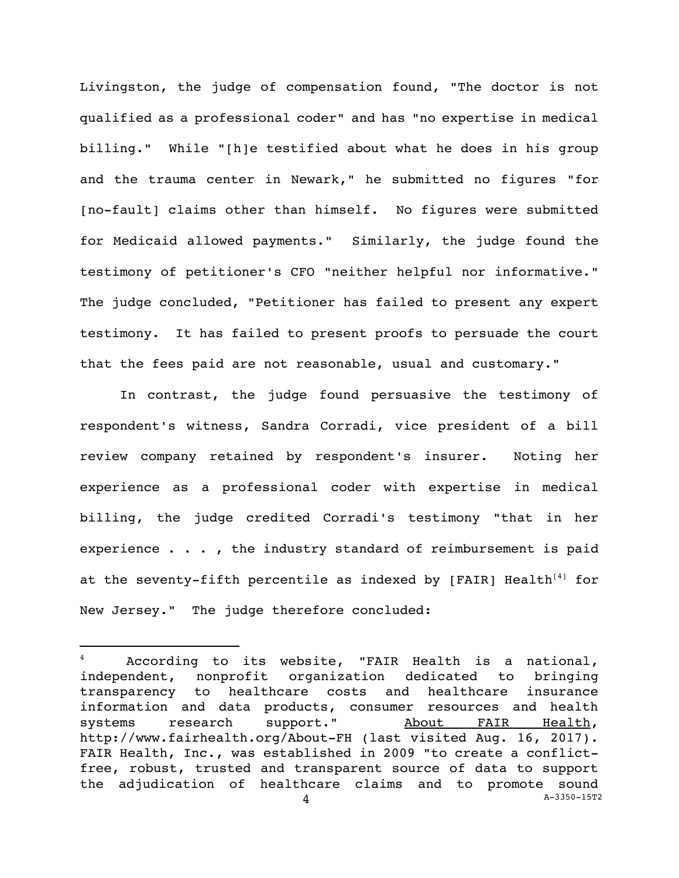Livingston, the judge of compensation found, "The doctor is not qualified as a professional coder" and has "no expertise in medical billing." While "[h]e testified about what he does in his group and the trauma center in Newark," he submitted no figures "for [no-fault] claims other than himself. No figures were submitted for Medicaid allowed payments." Similarly, the judge found the testimony of petitioner's CFO "neither helpful nor informative." The judge concluded, "Petitioner has failed to present any expert testimony. It has failed to present proofs to persuade the court that the fees paid are not reasonable, usual and customary."

In contrast, the judge found persuasive the testimony of respondent's witness, Sandra Corradi, vice president of a bill review company retained by respondent's insurer. Noting her experience as a professional coder with expertise in medical billing, the judge credited Corradi's testimony "that in her experience . . . , the industry standard of reimbursement is paid at the seventy-fifth percentile as indexed by [FAIR] Health[4] for New Jersey." The judge therefore concluded:

---

[4] According to its website, "FAIR Health is a national, independent, nonprofit organization dedicated to bringing transparency to healthcare costs and healthcare insurance information and data products, consumer resources and health systems research support." About FAIR Health, http://www.fairhealth.org/About-FH (last visited Aug. 16, 2017). FAIR Health, Inc., was established in 2009 "to create a conflict-free, robust, trusted and transparent source of data to support the adjudication of healthcare claims and to promote sound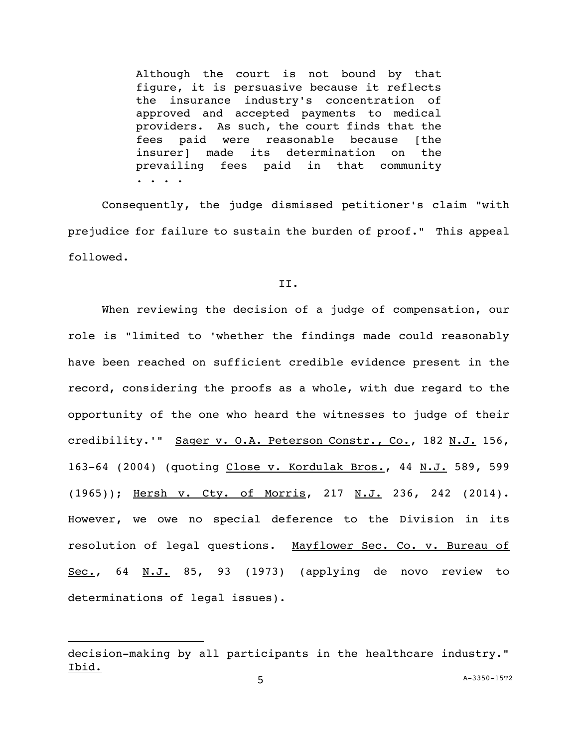> Although the court is not bound by that figure, it is persuasive because it reflects the insurance industry's concentration of approved and accepted payments to medical providers. As such, the court finds that the fees paid were reasonable because [the insurer] made its determination on the prevailing fees paid in that community . . . .

Consequently, the judge dismissed petitioner's claim "with prejudice for failure to sustain the burden of proof." This appeal followed.

## II.

When reviewing the decision of a judge of compensation, our role is "limited to 'whether the findings made could reasonably have been reached on sufficient credible evidence present in the record, considering the proofs as a whole, with due regard to the opportunity of the one who heard the witnesses to judge of their credibility.'" Sager v. O.A. Peterson Constr., Co., 182 N.J. 156, 163-64 (2004) (quoting Close v. Kordulak Bros., 44 N.J. 589, 599 (1965)); Hersh v. Cty. of Morris, 217 N.J. 236, 242 (2014). However, we owe no special deference to the Division in its resolution of legal questions. Mayflower Sec. Co. v. Bureau of Sec., 64 N.J. 85, 93 (1973) (applying de novo review to determinations of legal issues).

---

decision-making by all participants in the healthcare industry." Ibid.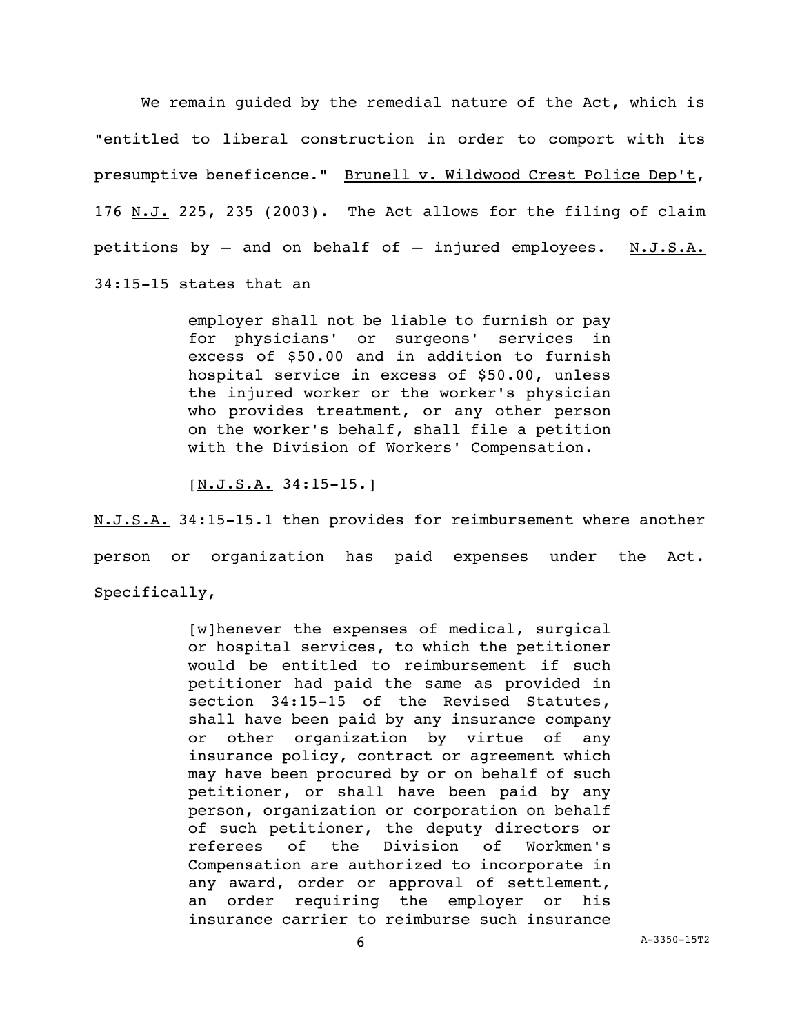We remain guided by the remedial nature of the Act, which is "entitled to liberal construction in order to comport with its presumptive beneficence." Brunell v. Wildwood Crest Police Dep't, 176 N.J. 225, 235 (2003). The Act allows for the filing of claim petitions by – and on behalf of – injured employees. N.J.S.A. 34:15-15 states that an

> employer shall not be liable to furnish or pay for physicians' or surgeons' services in excess of $50.00 and in addition to furnish hospital service in excess of $50.00, unless the injured worker or the worker's physician who provides treatment, or any other person on the worker's behalf, shall file a petition with the Division of Workers' Compensation.
>
> [N.J.S.A. 34:15-15.]

N.J.S.A. 34:15-15.1 then provides for reimbursement where another person or organization has paid expenses under the Act. Specifically,

> [w]henever the expenses of medical, surgical or hospital services, to which the petitioner would be entitled to reimbursement if such petitioner had paid the same as provided in section 34:15-15 of the Revised Statutes, shall have been paid by any insurance company or other organization by virtue of any insurance policy, contract or agreement which may have been procured by or on behalf of such petitioner, or shall have been paid by any person, organization or corporation on behalf of such petitioner, the deputy directors or referees of the Division of Workmen's Compensation are authorized to incorporate in any award, order or approval of settlement, an order requiring the employer or his insurance carrier to reimburse such insurance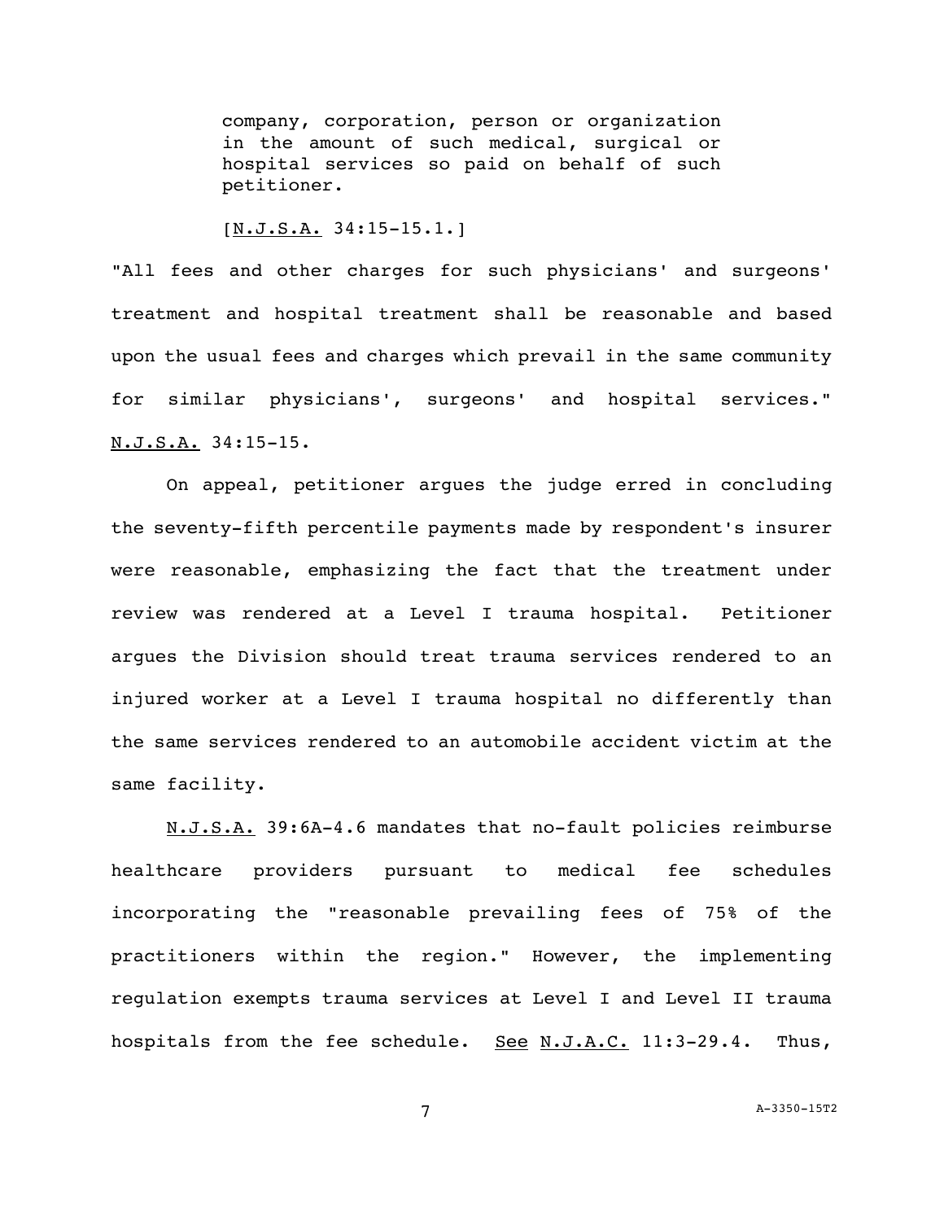> company, corporation, person or organization in the amount of such medical, surgical or hospital services so paid on behalf of such petitioner.
>
> [N.J.S.A. 34:15-15.1.]

"All fees and other charges for such physicians' and surgeons' treatment and hospital treatment shall be reasonable and based upon the usual fees and charges which prevail in the same community for similar physicians', surgeons' and hospital services." N.J.S.A. 34:15-15.

On appeal, petitioner argues the judge erred in concluding the seventy-fifth percentile payments made by respondent's insurer were reasonable, emphasizing the fact that the treatment under review was rendered at a Level I trauma hospital. Petitioner argues the Division should treat trauma services rendered to an injured worker at a Level I trauma hospital no differently than the same services rendered to an automobile accident victim at the same facility.

N.J.S.A. 39:6A-4.6 mandates that no-fault policies reimburse healthcare providers pursuant to medical fee schedules incorporating the "reasonable prevailing fees of 75% of the practitioners within the region." However, the implementing regulation exempts trauma services at Level I and Level II trauma hospitals from the fee schedule. See N.J.A.C. 11:3-29.4. Thus,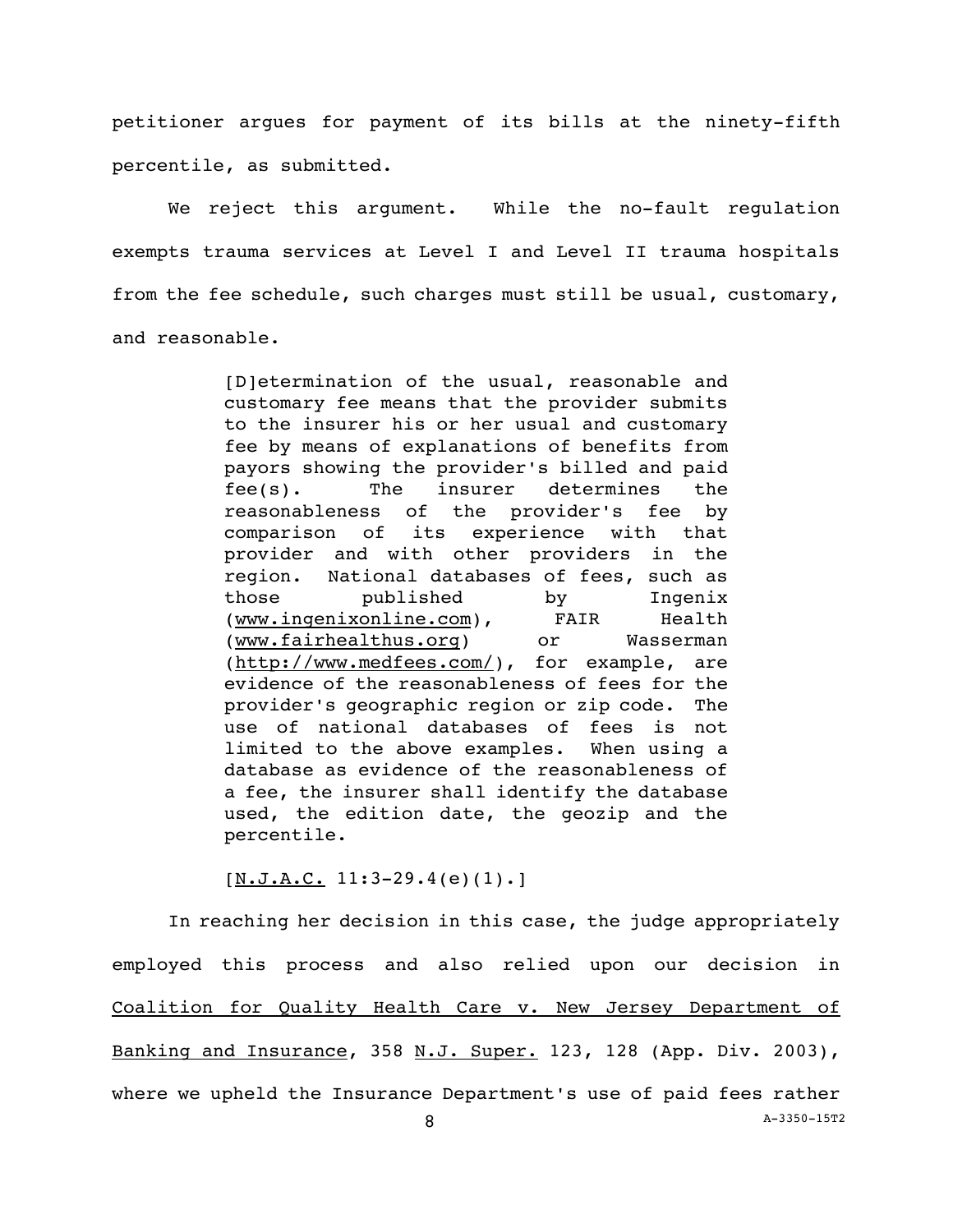petitioner argues for payment of its bills at the ninety-fifth percentile, as submitted.

We reject this argument. While the no-fault regulation exempts trauma services at Level I and Level II trauma hospitals from the fee schedule, such charges must still be usual, customary, and reasonable.

> [D]etermination of the usual, reasonable and customary fee means that the provider submits to the insurer his or her usual and customary fee by means of explanations of benefits from payors showing the provider's billed and paid fee(s). The insurer determines the reasonableness of the provider's fee by comparison of its experience with that provider and with other providers in the region. National databases of fees, such as those published by Ingenix (www.ingenixonline.com), FAIR Health (www.fairhealthus.org) or Wasserman (http://www.medfees.com/), for example, are evidence of the reasonableness of fees for the provider's geographic region or zip code. The use of national databases of fees is not limited to the above examples. When using a database as evidence of the reasonableness of a fee, the insurer shall identify the database used, the edition date, the geozip and the percentile.
>
> [N.J.A.C. 11:3-29.4(e)(1).]

In reaching her decision in this case, the judge appropriately employed this process and also relied upon our decision in Coalition for Quality Health Care v. New Jersey Department of Banking and Insurance, 358 N.J. Super. 123, 128 (App. Div. 2003), where we upheld the Insurance Department's use of paid fees rather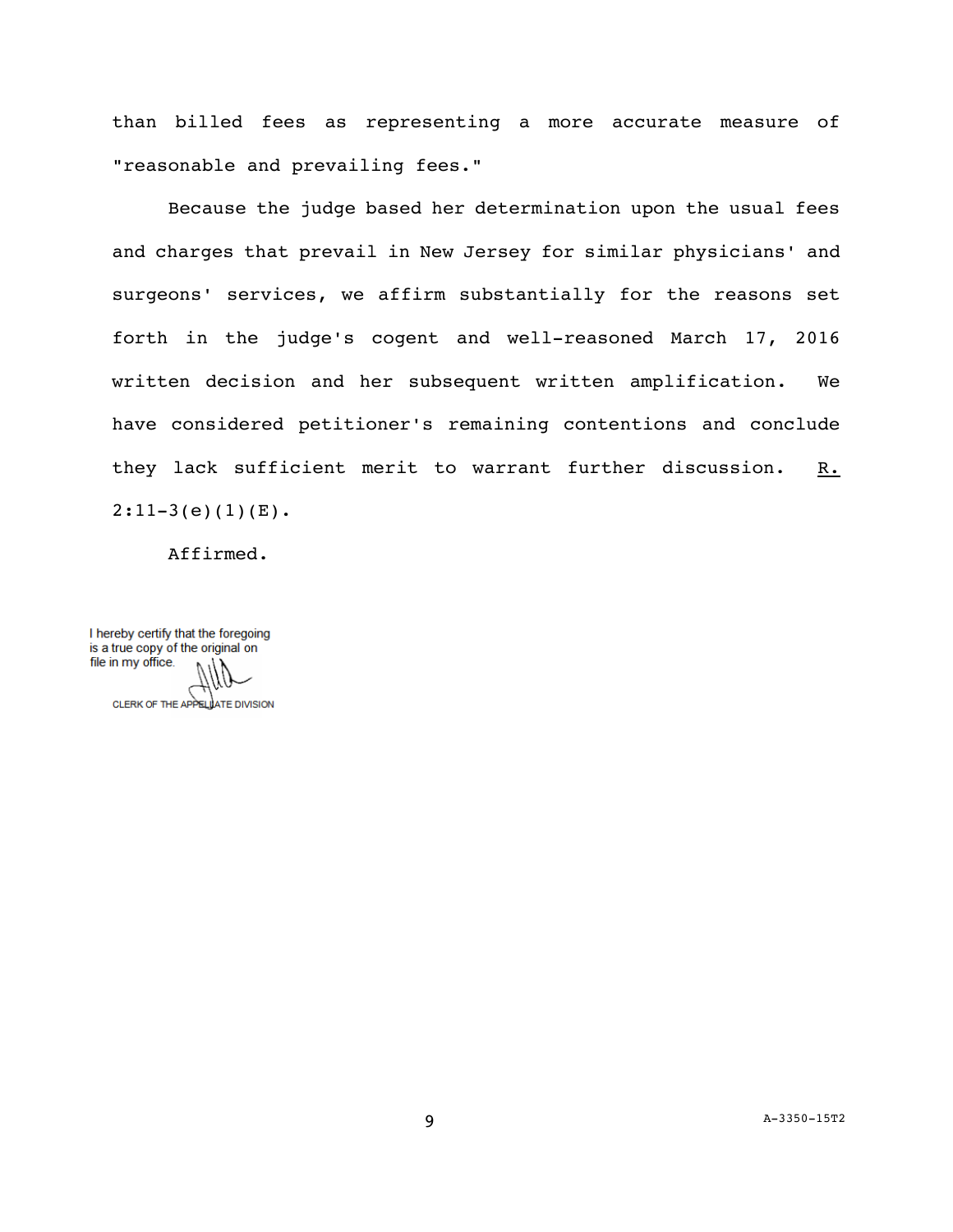than billed fees as representing a more accurate measure of "reasonable and prevailing fees."

Because the judge based her determination upon the usual fees and charges that prevail in New Jersey for similar physicians' and surgeons' services, we affirm substantially for the reasons set forth in the judge's cogent and well-reasoned March 17, 2016 written decision and her subsequent written amplification. We have considered petitioner's remaining contentions and conclude they lack sufficient merit to warrant further discussion. R. 2:11-3(e)(1)(E).

Affirmed.

I hereby certify that the foregoing is a true copy of the original on file in my office.

CLERK OF THE APPELLATE DIVISION